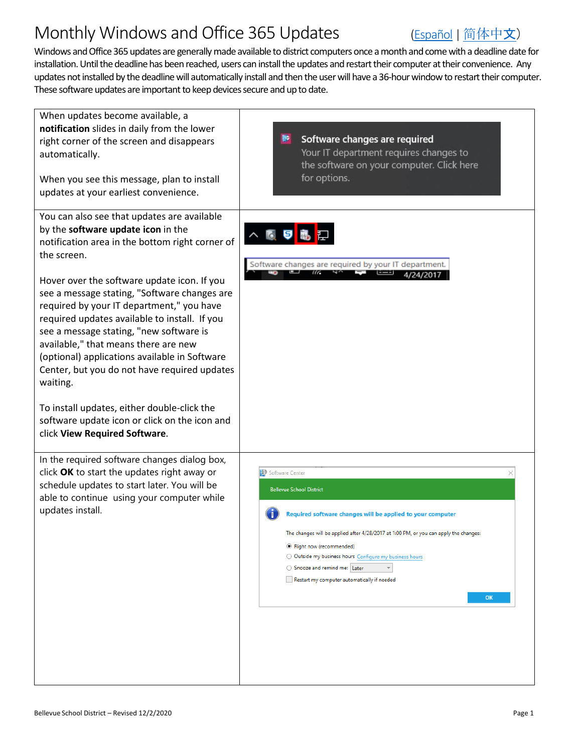# Monthly Windows and Office 365 Updates

(Español | 简体中文)

Windows and Office 365 updates are generally made available to district computers once a month and come with a deadline date for installation. Until the deadline has been reached, users can install the updates and restart their computer at their convenience. Any updates not installed by the deadline will automatically install and then the user will have a 36-hour window to restart their computer. These software updates are important to keep devices secure and up to date.

When updates become available, a **notification** slides in daily from the lower right corner of the screen and disappears automatically.

When you see this message, plan to install updates at your earliest convenience.

You can also see that updates are available by the **software update icon** in the notification area in the bottom right corner of the screen.

Hover over the software update icon. If you see a message stating, "Software changes are required by your IT department," you have required updates available to install. If you see a message stating, "new software is available," that means there are new (optional) applications available in Software Center, but you do not have required updates waiting.

To install updates, either double-click the software update icon or click on the icon and click **View Required Software**.

In the required software changes dialog box, click **OK** to start the updates right away or schedule updates to start later. You will be able to continue using your computer while updates install.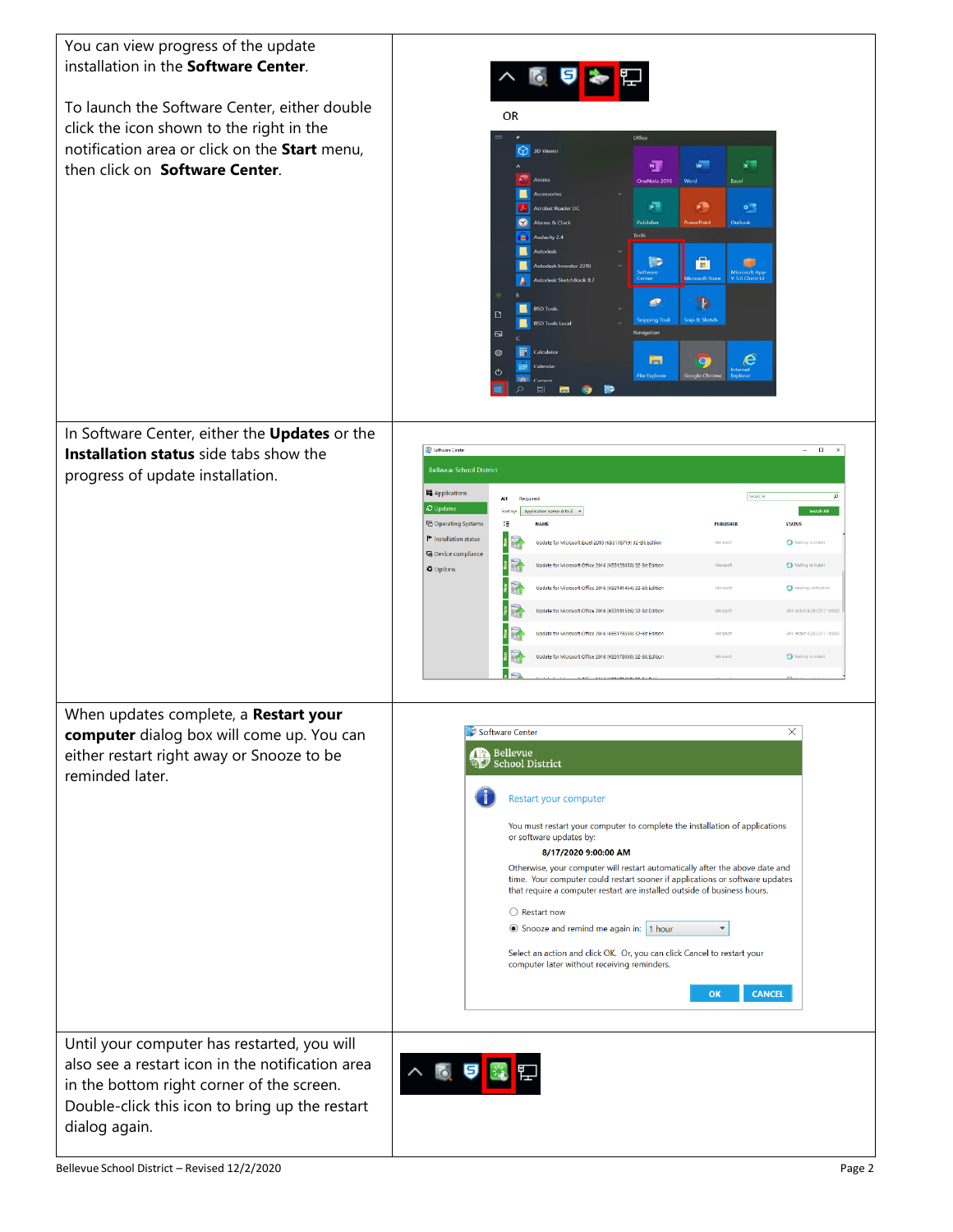| | |
|---|---|
| You can view progress of the update installation in the **Software Center**.<br><br>To launch the Software Center, either double click the icon shown to the right in the notification area or click on the **Start** menu, then click on **Software Center**. | OR |
| In Software Center, either the **Updates** or the **Installation status** side tabs show the progress of update installation. | |
| When updates complete, a **Restart your computer** dialog box will come up. You can either restart right away or Snooze to be reminded later. | |
| Until your computer has restarted, you will also see a restart icon in the notification area in the bottom right corner of the screen. Double-click this icon to bring up the restart dialog again. | |

Bellevue School District – Revised 12/2/2020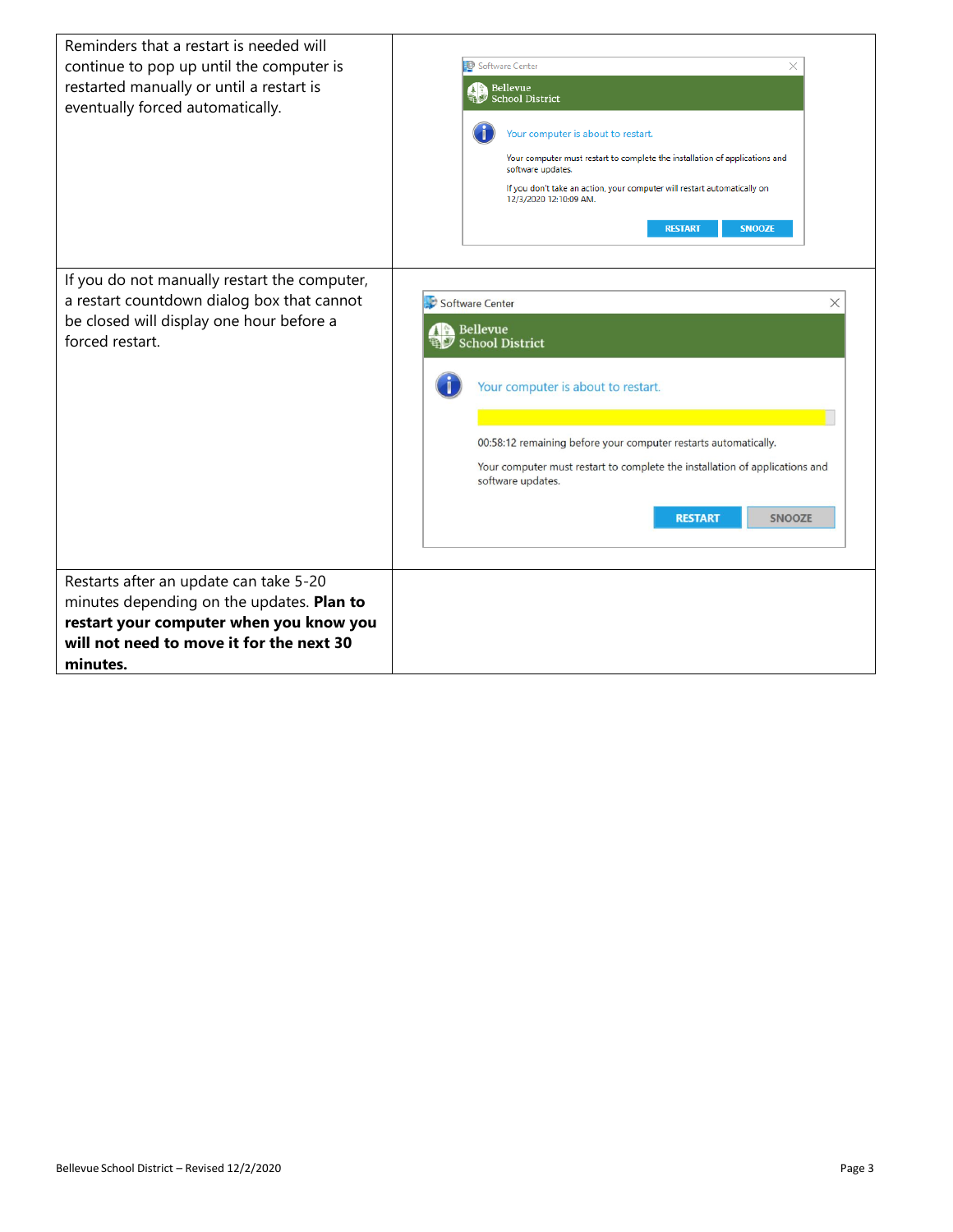| | |
|---|---|
| Reminders that a restart is needed will continue to pop up until the computer is restarted manually or until a restart is eventually forced automatically. | |
| If you do not manually restart the computer, a restart countdown dialog box that cannot be closed will display one hour before a forced restart. | |
| Restarts after an update can take 5-20 minutes depending on the updates. **Plan to restart your computer when you know you will not need to move it for the next 30 minutes.** | |